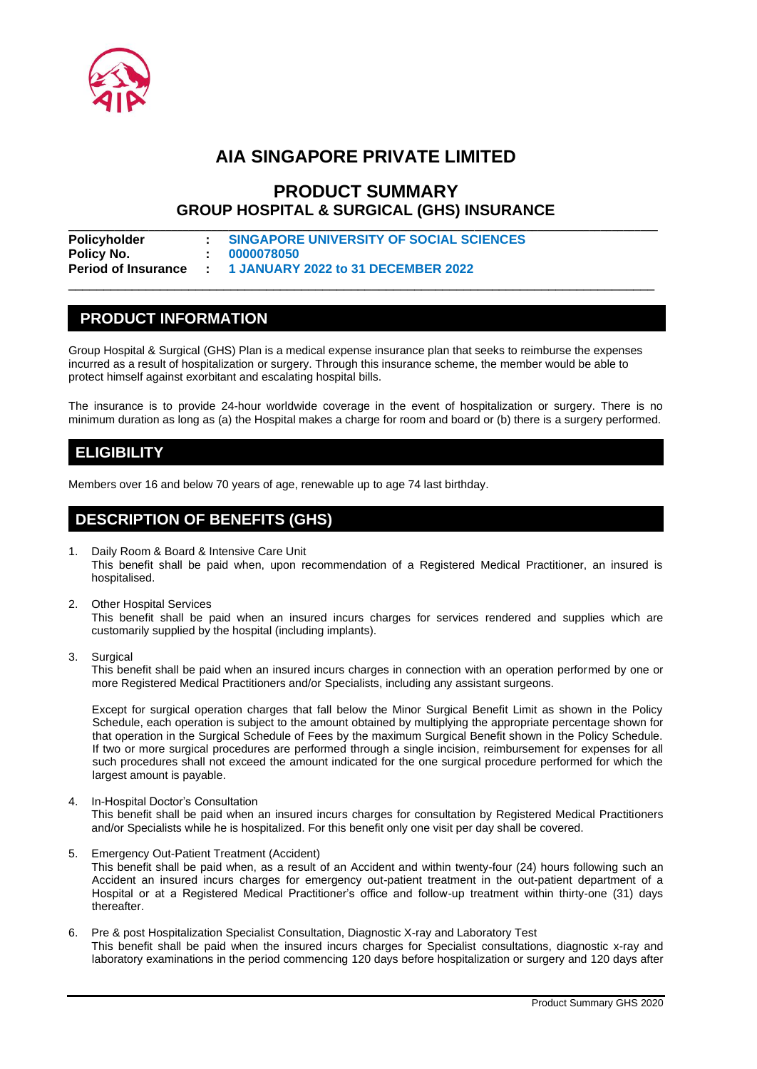# AIA SINGAPORE PRIVATE LIMITED

## PRODUCT SUMMARY

### GROUP HOSPITAL & SURGICAL (GHS) INSURANCE

**Policyholder** : **SINGAPORE UNIVERSITY OF SOCIAL SCIENCES**
**Policy No.** : **0000078050**
**Period of Insurance** : **1 JANUARY 2022 to 31 DECEMBER 2022**

## PRODUCT INFORMATION

Group Hospital & Surgical (GHS) Plan is a medical expense insurance plan that seeks to reimburse the expenses incurred as a result of hospitalization or surgery. Through this insurance scheme, the member would be able to protect himself against exorbitant and escalating hospital bills.

The insurance is to provide 24-hour worldwide coverage in the event of hospitalization or surgery. There is no minimum duration as long as (a) the Hospital makes a charge for room and board or (b) there is a surgery performed.

## ELIGIBILITY

Members over 16 and below 70 years of age, renewable up to age 74 last birthday.

## DESCRIPTION OF BENEFITS (GHS)

1. Daily Room & Board & Intensive Care Unit
   This benefit shall be paid when, upon recommendation of a Registered Medical Practitioner, an insured is hospitalised.

2. Other Hospital Services
   This benefit shall be paid when an insured incurs charges for services rendered and supplies which are customarily supplied by the hospital (including implants).

3. Surgical
   This benefit shall be paid when an insured incurs charges in connection with an operation performed by one or more Registered Medical Practitioners and/or Specialists, including any assistant surgeons.

   Except for surgical operation charges that fall below the Minor Surgical Benefit Limit as shown in the Policy Schedule, each operation is subject to the amount obtained by multiplying the appropriate percentage shown for that operation in the Surgical Schedule of Fees by the maximum Surgical Benefit shown in the Policy Schedule. If two or more surgical procedures are performed through a single incision, reimbursement for expenses for all such procedures shall not exceed the amount indicated for the one surgical procedure performed for which the largest amount is payable.

4. In-Hospital Doctor's Consultation
   This benefit shall be paid when an insured incurs charges for consultation by Registered Medical Practitioners and/or Specialists while he is hospitalized. For this benefit only one visit per day shall be covered.

5. Emergency Out-Patient Treatment (Accident)
   This benefit shall be paid when, as a result of an Accident and within twenty-four (24) hours following such an Accident an insured incurs charges for emergency out-patient treatment in the out-patient department of a Hospital or at a Registered Medical Practitioner's office and follow-up treatment within thirty-one (31) days thereafter.

6. Pre & post Hospitalization Specialist Consultation, Diagnostic X-ray and Laboratory Test
   This benefit shall be paid when the insured incurs charges for Specialist consultations, diagnostic x-ray and laboratory examinations in the period commencing 120 days before hospitalization or surgery and 120 days after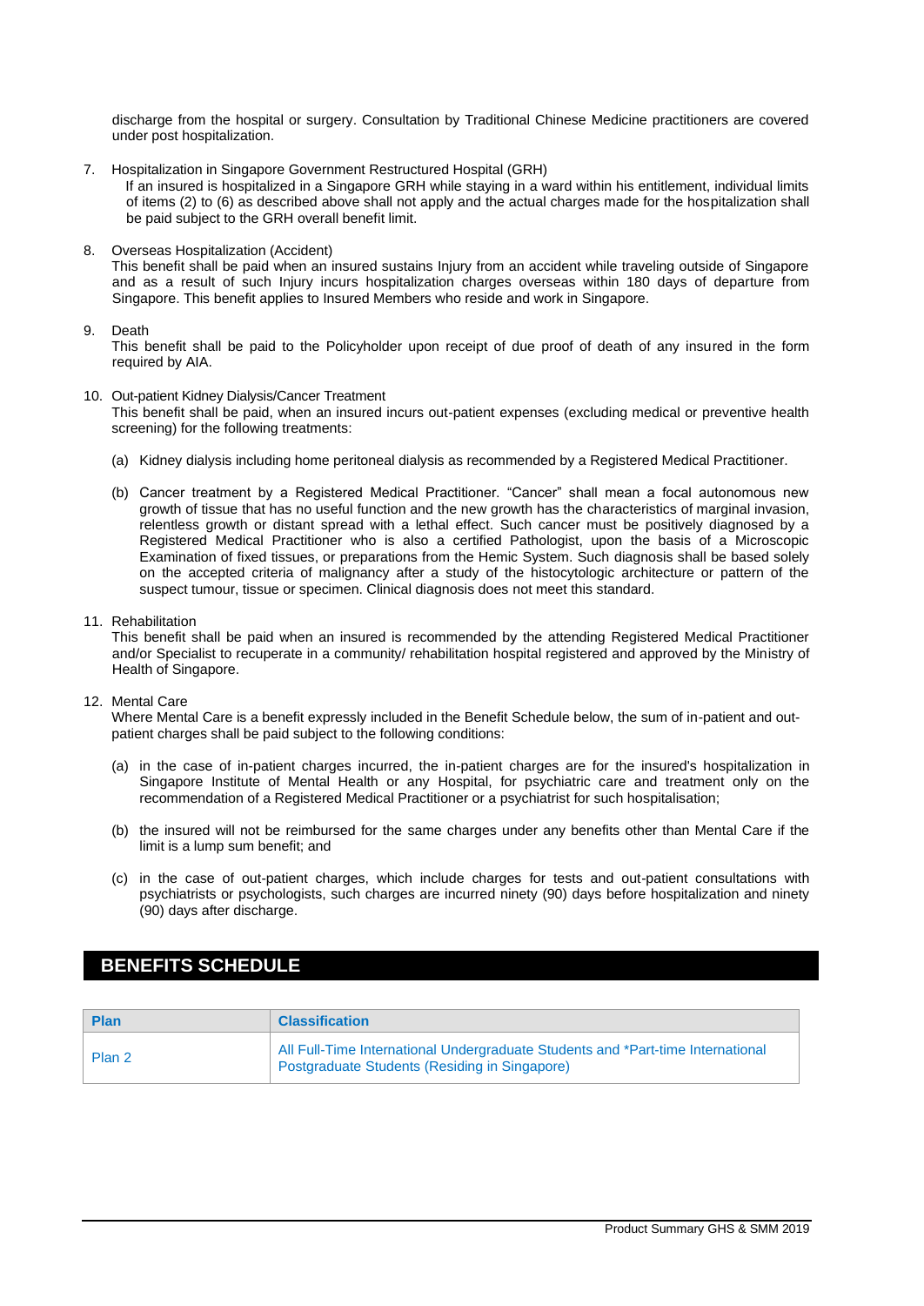discharge from the hospital or surgery. Consultation by Traditional Chinese Medicine practitioners are covered under post hospitalization.

7. Hospitalization in Singapore Government Restructured Hospital (GRH)
   If an insured is hospitalized in a Singapore GRH while staying in a ward within his entitlement, individual limits of items (2) to (6) as described above shall not apply and the actual charges made for the hospitalization shall be paid subject to the GRH overall benefit limit.

8. Overseas Hospitalization (Accident)
   This benefit shall be paid when an insured sustains Injury from an accident while traveling outside of Singapore and as a result of such Injury incurs hospitalization charges overseas within 180 days of departure from Singapore. This benefit applies to Insured Members who reside and work in Singapore.

9. Death
   This benefit shall be paid to the Policyholder upon receipt of due proof of death of any insured in the form required by AIA.

10. Out-patient Kidney Dialysis/Cancer Treatment
    This benefit shall be paid, when an insured incurs out-patient expenses (excluding medical or preventive health screening) for the following treatments:

    (a) Kidney dialysis including home peritoneal dialysis as recommended by a Registered Medical Practitioner.

    (b) Cancer treatment by a Registered Medical Practitioner. "Cancer" shall mean a focal autonomous new growth of tissue that has no useful function and the new growth has the characteristics of marginal invasion, relentless growth or distant spread with a lethal effect. Such cancer must be positively diagnosed by a Registered Medical Practitioner who is also a certified Pathologist, upon the basis of a Microscopic Examination of fixed tissues, or preparations from the Hemic System. Such diagnosis shall be based solely on the accepted criteria of malignancy after a study of the histocytologic architecture or pattern of the suspect tumour, tissue or specimen. Clinical diagnosis does not meet this standard.

11. Rehabilitation
    This benefit shall be paid when an insured is recommended by the attending Registered Medical Practitioner and/or Specialist to recuperate in a community/ rehabilitation hospital registered and approved by the Ministry of Health of Singapore.

12. Mental Care
    Where Mental Care is a benefit expressly included in the Benefit Schedule below, the sum of in-patient and out-patient charges shall be paid subject to the following conditions:

    (a) in the case of in-patient charges incurred, the in-patient charges are for the insured's hospitalization in Singapore Institute of Mental Health or any Hospital, for psychiatric care and treatment only on the recommendation of a Registered Medical Practitioner or a psychiatrist for such hospitalisation;

    (b) the insured will not be reimbursed for the same charges under any benefits other than Mental Care if the limit is a lump sum benefit; and

    (c) in the case of out-patient charges, which include charges for tests and out-patient consultations with psychiatrists or psychologists, such charges are incurred ninety (90) days before hospitalization and ninety (90) days after discharge.

## BENEFITS SCHEDULE

| Plan | Classification |
|---|---|
| Plan 2 | All Full-Time International Undergraduate Students and *Part-time International Postgraduate Students (Residing in Singapore) |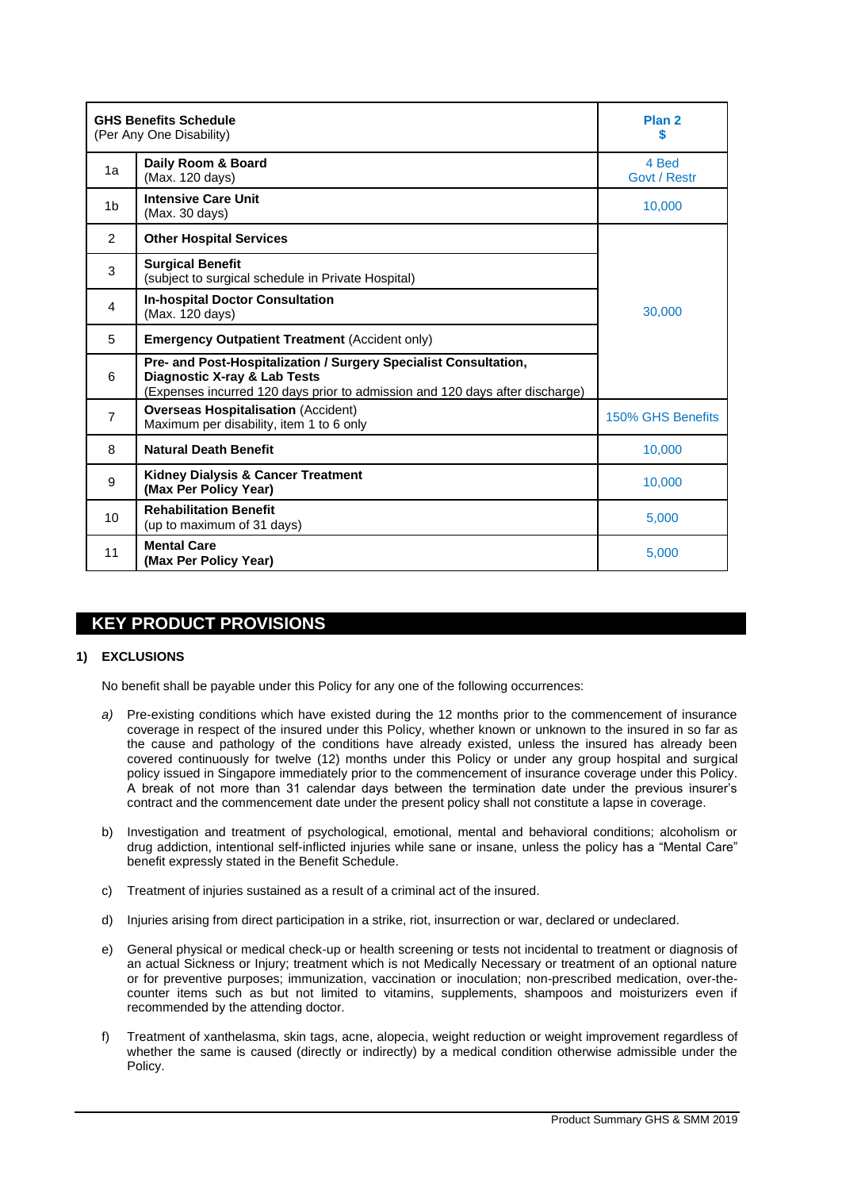| GHS Benefits Schedule<br>(Per Any One Disability) | | Plan 2<br>$ |
|---|---|---|
| 1a | **Daily Room & Board**<br>(Max. 120 days) | 4 Bed<br>Govt / Restr |
| 1b | **Intensive Care Unit**<br>(Max. 30 days) | 10,000 |
| 2 | **Other Hospital Services** | 30,000 |
| 3 | **Surgical Benefit**<br>(subject to surgical schedule in Private Hospital) | |
| 4 | **In-hospital Doctor Consultation**<br>(Max. 120 days) | |
| 5 | **Emergency Outpatient Treatment** (Accident only) | |
| 6 | **Pre- and Post-Hospitalization / Surgery Specialist Consultation, Diagnostic X-ray & Lab Tests**<br>(Expenses incurred 120 days prior to admission and 120 days after discharge) | |
| 7 | **Overseas Hospitalisation** (Accident)<br>Maximum per disability, item 1 to 6 only | 150% GHS Benefits |
| 8 | **Natural Death Benefit** | 10,000 |
| 9 | **Kidney Dialysis & Cancer Treatment (Max Per Policy Year)** | 10,000 |
| 10 | **Rehabilitation Benefit**<br>(up to maximum of 31 days) | 5,000 |
| 11 | **Mental Care (Max Per Policy Year)** | 5,000 |

## KEY PRODUCT PROVISIONS

### 1) EXCLUSIONS

No benefit shall be payable under this Policy for any one of the following occurrences:

*a)* Pre-existing conditions which have existed during the 12 months prior to the commencement of insurance coverage in respect of the insured under this Policy, whether known or unknown to the insured in so far as the cause and pathology of the conditions have already existed, unless the insured has already been covered continuously for twelve (12) months under this Policy or under any group hospital and surgical policy issued in Singapore immediately prior to the commencement of insurance coverage under this Policy. A break of not more than 31 calendar days between the termination date under the previous insurer's contract and the commencement date under the present policy shall not constitute a lapse in coverage.

b) Investigation and treatment of psychological, emotional, mental and behavioral conditions; alcoholism or drug addiction, intentional self-inflicted injuries while sane or insane, unless the policy has a "Mental Care" benefit expressly stated in the Benefit Schedule.

c) Treatment of injuries sustained as a result of a criminal act of the insured.

d) Injuries arising from direct participation in a strike, riot, insurrection or war, declared or undeclared.

e) General physical or medical check-up or health screening or tests not incidental to treatment or diagnosis of an actual Sickness or Injury; treatment which is not Medically Necessary or treatment of an optional nature or for preventive purposes; immunization, vaccination or inoculation; non-prescribed medication, over-the-counter items such as but not limited to vitamins, supplements, shampoos and moisturizers even if recommended by the attending doctor.

f) Treatment of xanthelasma, skin tags, acne, alopecia, weight reduction or weight improvement regardless of whether the same is caused (directly or indirectly) by a medical condition otherwise admissible under the Policy.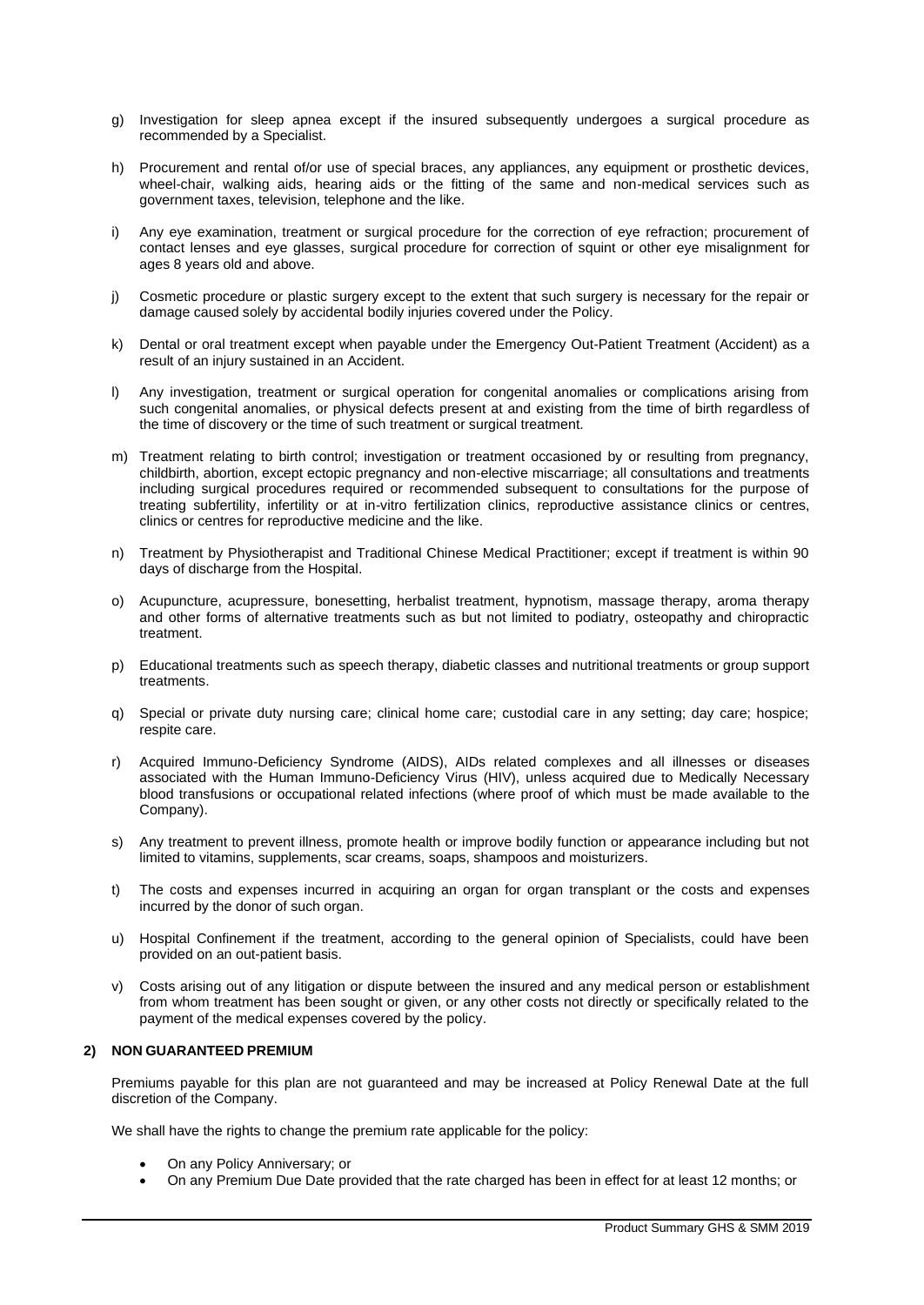g) Investigation for sleep apnea except if the insured subsequently undergoes a surgical procedure as recommended by a Specialist.

h) Procurement and rental of/or use of special braces, any appliances, any equipment or prosthetic devices, wheel-chair, walking aids, hearing aids or the fitting of the same and non-medical services such as government taxes, television, telephone and the like.

i) Any eye examination, treatment or surgical procedure for the correction of eye refraction; procurement of contact lenses and eye glasses, surgical procedure for correction of squint or other eye misalignment for ages 8 years old and above.

j) Cosmetic procedure or plastic surgery except to the extent that such surgery is necessary for the repair or damage caused solely by accidental bodily injuries covered under the Policy.

k) Dental or oral treatment except when payable under the Emergency Out-Patient Treatment (Accident) as a result of an injury sustained in an Accident.

l) Any investigation, treatment or surgical operation for congenital anomalies or complications arising from such congenital anomalies, or physical defects present at and existing from the time of birth regardless of the time of discovery or the time of such treatment or surgical treatment.

m) Treatment relating to birth control; investigation or treatment occasioned by or resulting from pregnancy, childbirth, abortion, except ectopic pregnancy and non-elective miscarriage; all consultations and treatments including surgical procedures required or recommended subsequent to consultations for the purpose of treating subfertility, infertility or at in-vitro fertilization clinics, reproductive assistance clinics or centres, clinics or centres for reproductive medicine and the like.

n) Treatment by Physiotherapist and Traditional Chinese Medical Practitioner; except if treatment is within 90 days of discharge from the Hospital.

o) Acupuncture, acupressure, bonesetting, herbalist treatment, hypnotism, massage therapy, aroma therapy and other forms of alternative treatments such as but not limited to podiatry, osteopathy and chiropractic treatment.

p) Educational treatments such as speech therapy, diabetic classes and nutritional treatments or group support treatments.

q) Special or private duty nursing care; clinical home care; custodial care in any setting; day care; hospice; respite care.

r) Acquired Immuno-Deficiency Syndrome (AIDS), AIDs related complexes and all illnesses or diseases associated with the Human Immuno-Deficiency Virus (HIV), unless acquired due to Medically Necessary blood transfusions or occupational related infections (where proof of which must be made available to the Company).

s) Any treatment to prevent illness, promote health or improve bodily function or appearance including but not limited to vitamins, supplements, scar creams, soaps, shampoos and moisturizers.

t) The costs and expenses incurred in acquiring an organ for organ transplant or the costs and expenses incurred by the donor of such organ.

u) Hospital Confinement if the treatment, according to the general opinion of Specialists, could have been provided on an out-patient basis.

v) Costs arising out of any litigation or dispute between the insured and any medical person or establishment from whom treatment has been sought or given, or any other costs not directly or specifically related to the payment of the medical expenses covered by the policy.

**2) NON GUARANTEED PREMIUM**

Premiums payable for this plan are not guaranteed and may be increased at Policy Renewal Date at the full discretion of the Company.

We shall have the rights to change the premium rate applicable for the policy:

- On any Policy Anniversary; or
- On any Premium Due Date provided that the rate charged has been in effect for at least 12 months; or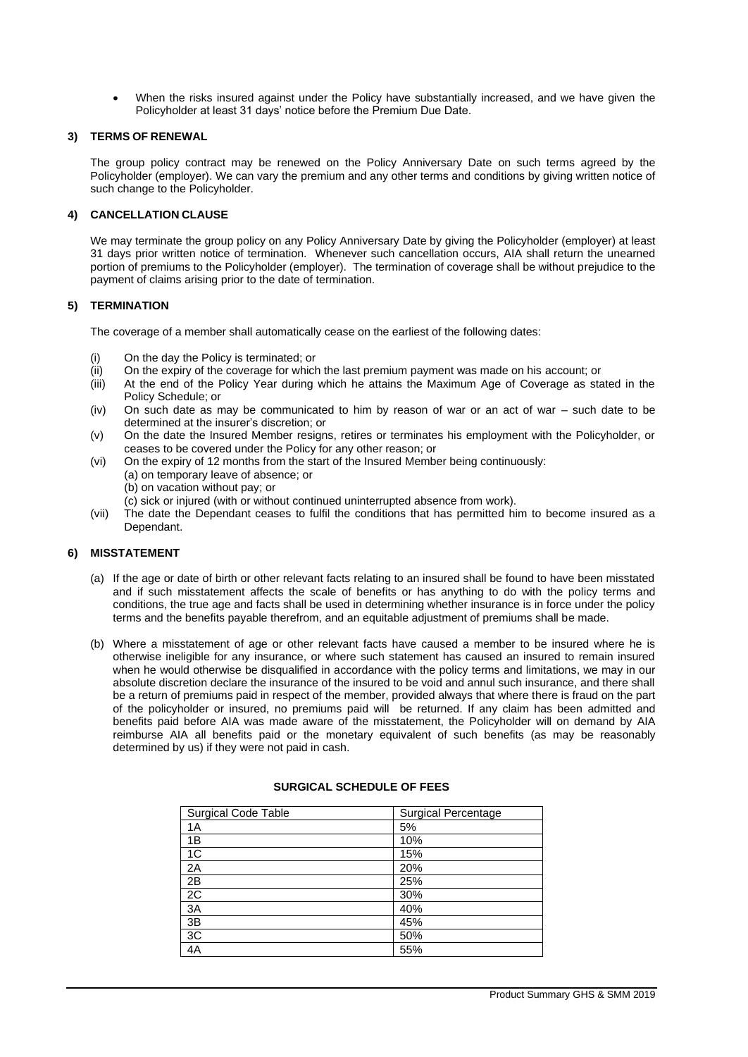- When the risks insured against under the Policy have substantially increased, and we have given the Policyholder at least 31 days' notice before the Premium Due Date.

### 3) TERMS OF RENEWAL

The group policy contract may be renewed on the Policy Anniversary Date on such terms agreed by the Policyholder (employer). We can vary the premium and any other terms and conditions by giving written notice of such change to the Policyholder.

### 4) CANCELLATION CLAUSE

We may terminate the group policy on any Policy Anniversary Date by giving the Policyholder (employer) at least 31 days prior written notice of termination. Whenever such cancellation occurs, AIA shall return the unearned portion of premiums to the Policyholder (employer). The termination of coverage shall be without prejudice to the payment of claims arising prior to the date of termination.

### 5) TERMINATION

The coverage of a member shall automatically cease on the earliest of the following dates:

(i) On the day the Policy is terminated; or
(ii) On the expiry of the coverage for which the last premium payment was made on his account; or
(iii) At the end of the Policy Year during which he attains the Maximum Age of Coverage as stated in the Policy Schedule; or
(iv) On such date as may be communicated to him by reason of war or an act of war – such date to be determined at the insurer's discretion; or
(v) On the date the Insured Member resigns, retires or terminates his employment with the Policyholder, or ceases to be covered under the Policy for any other reason; or
(vi) On the expiry of 12 months from the start of the Insured Member being continuously:
 (a) on temporary leave of absence; or
 (b) on vacation without pay; or
 (c) sick or injured (with or without continued uninterrupted absence from work).
(vii) The date the Dependant ceases to fulfil the conditions that has permitted him to become insured as a Dependant.

### 6) MISSTATEMENT

(a) If the age or date of birth or other relevant facts relating to an insured shall be found to have been misstated and if such misstatement affects the scale of benefits or has anything to do with the policy terms and conditions, the true age and facts shall be used in determining whether insurance is in force under the policy terms and the benefits payable therefrom, and an equitable adjustment of premiums shall be made.

(b) Where a misstatement of age or other relevant facts have caused a member to be insured where he is otherwise ineligible for any insurance, or where such statement has caused an insured to remain insured when he would otherwise be disqualified in accordance with the policy terms and limitations, we may in our absolute discretion declare the insurance of the insured to be void and annul such insurance, and there shall be a return of premiums paid in respect of the member, provided always that where there is fraud on the part of the policyholder or insured, no premiums paid will be returned. If any claim has been admitted and benefits paid before AIA was made aware of the misstatement, the Policyholder will on demand by AIA reimburse AIA all benefits paid or the monetary equivalent of such benefits (as may be reasonably determined by us) if they were not paid in cash.

### SURGICAL SCHEDULE OF FEES

| Surgical Code Table | Surgical Percentage |
|---|---|
| 1A | 5% |
| 1B | 10% |
| 1C | 15% |
| 2A | 20% |
| 2B | 25% |
| 2C | 30% |
| 3A | 40% |
| 3B | 45% |
| 3C | 50% |
| 4A | 55% |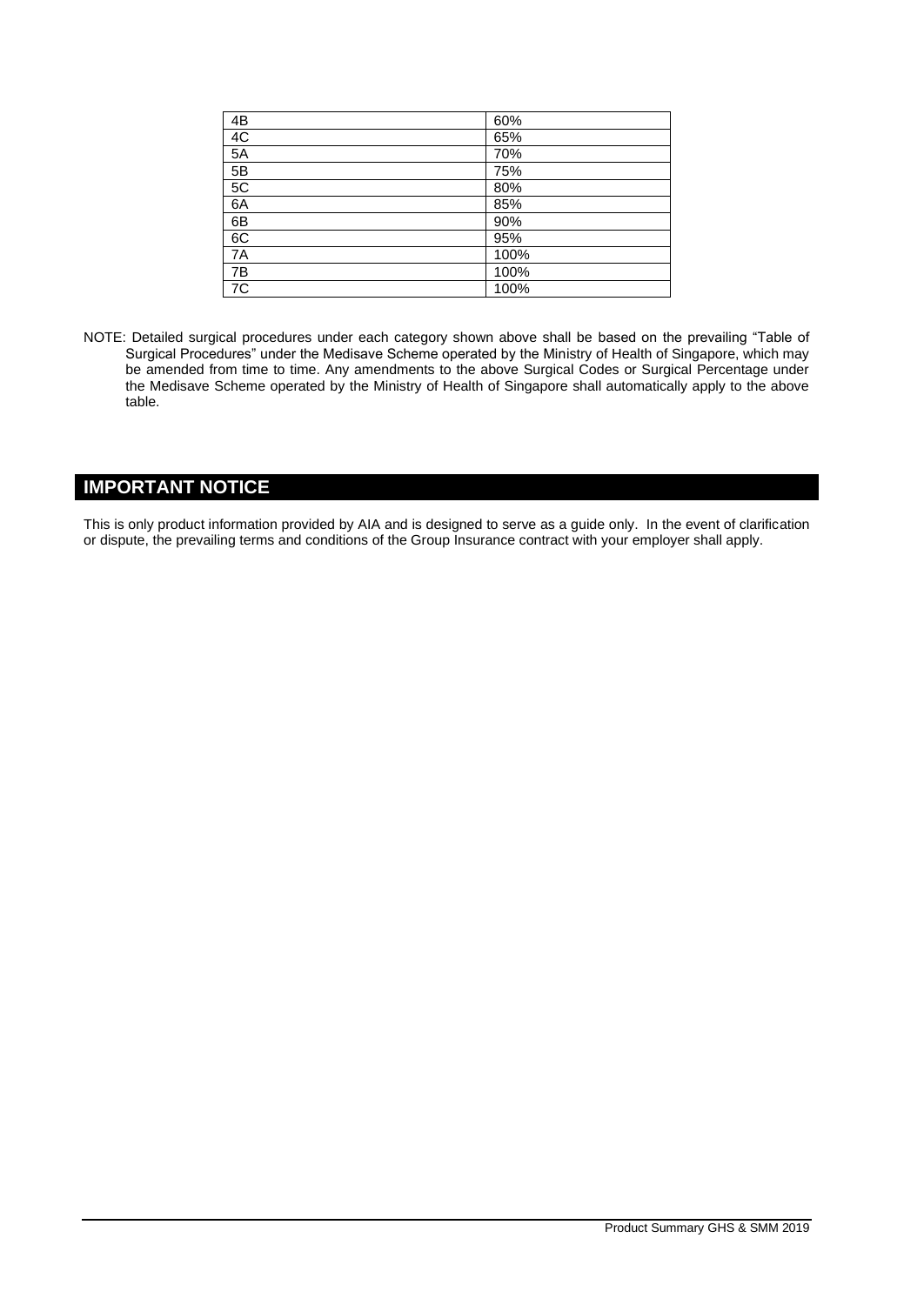| | |
|---|---|
| 4B | 60% |
| 4C | 65% |
| 5A | 70% |
| 5B | 75% |
| 5C | 80% |
| 6A | 85% |
| 6B | 90% |
| 6C | 95% |
| 7A | 100% |
| 7B | 100% |
| 7C | 100% |

NOTE: Detailed surgical procedures under each category shown above shall be based on the prevailing "Table of Surgical Procedures" under the Medisave Scheme operated by the Ministry of Health of Singapore, which may be amended from time to time. Any amendments to the above Surgical Codes or Surgical Percentage under the Medisave Scheme operated by the Ministry of Health of Singapore shall automatically apply to the above table.

## IMPORTANT NOTICE

This is only product information provided by AIA and is designed to serve as a guide only. In the event of clarification or dispute, the prevailing terms and conditions of the Group Insurance contract with your employer shall apply.